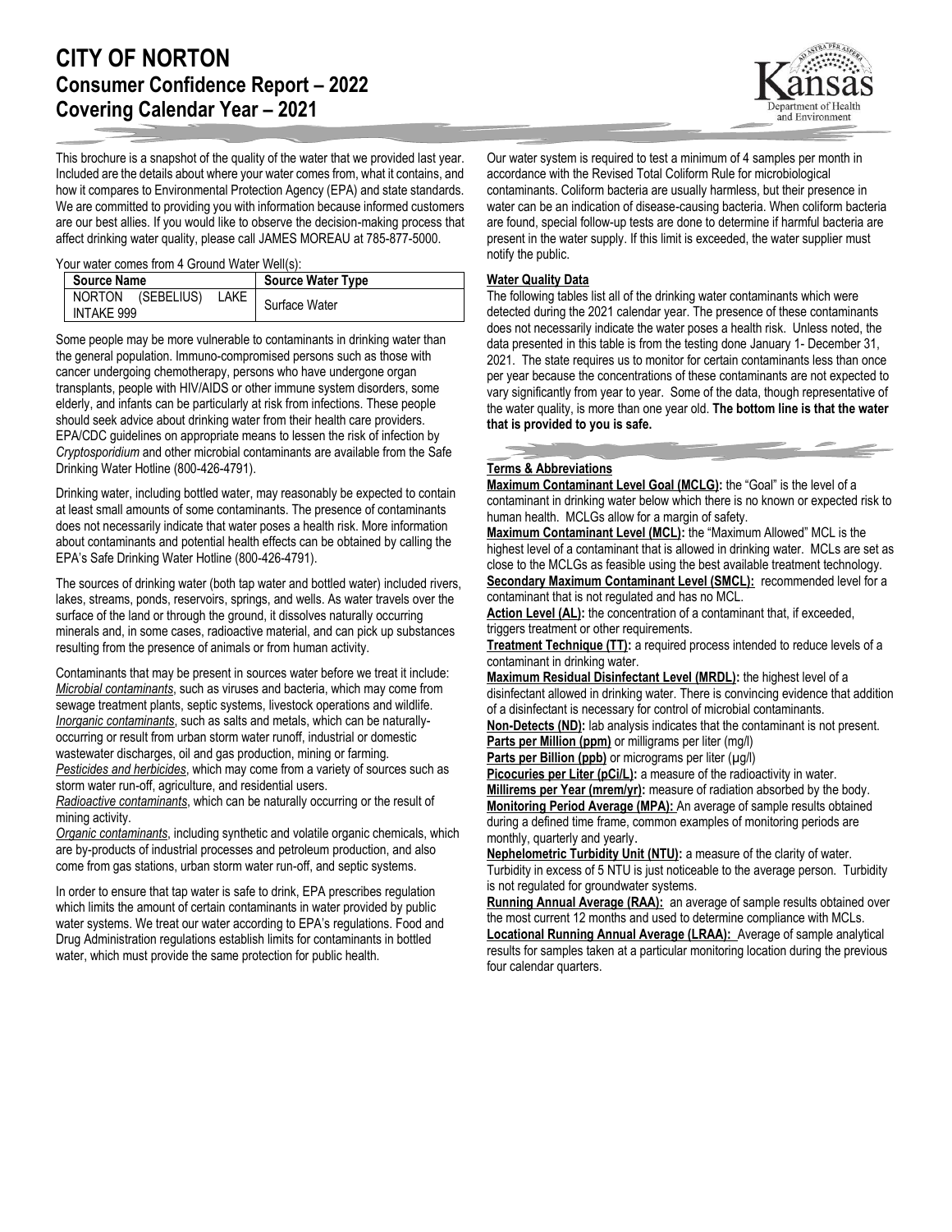# CITY OF NORTON

## Consumer Confidence Report – 2022

## Covering Calendar Year – 2021

This brochure is a snapshot of the quality of the water that we provided last year. Included are the details about where your water comes from, what it contains, and how it compares to Environmental Protection Agency (EPA) and state standards. We are committed to providing you with information because informed customers are our best allies. If you would like to observe the decision-making process that affect drinking water quality, please call JAMES MOREAU at 785-877-5000.

Your water comes from 4 Ground Water Well(s):

| Source Name | Source Water Type |
|---|---|
| NORTON (SEBELIUS) LAKE INTAKE 999 | Surface Water |

Some people may be more vulnerable to contaminants in drinking water than the general population. Immuno-compromised persons such as those with cancer undergoing chemotherapy, persons who have undergone organ transplants, people with HIV/AIDS or other immune system disorders, some elderly, and infants can be particularly at risk from infections. These people should seek advice about drinking water from their health care providers. EPA/CDC guidelines on appropriate means to lessen the risk of infection by *Cryptosporidium* and other microbial contaminants are available from the Safe Drinking Water Hotline (800-426-4791).

Drinking water, including bottled water, may reasonably be expected to contain at least small amounts of some contaminants. The presence of contaminants does not necessarily indicate that water poses a health risk. More information about contaminants and potential health effects can be obtained by calling the EPA's Safe Drinking Water Hotline (800-426-4791).

The sources of drinking water (both tap water and bottled water) included rivers, lakes, streams, ponds, reservoirs, springs, and wells. As water travels over the surface of the land or through the ground, it dissolves naturally occurring minerals and, in some cases, radioactive material, and can pick up substances resulting from the presence of animals or from human activity.

Contaminants that may be present in sources water before we treat it include:
*Microbial contaminants*, such as viruses and bacteria, which may come from sewage treatment plants, septic systems, livestock operations and wildlife.
*Inorganic contaminants*, such as salts and metals, which can be naturally-occurring or result from urban storm water runoff, industrial or domestic wastewater discharges, oil and gas production, mining or farming.
*Pesticides and herbicides*, which may come from a variety of sources such as storm water run-off, agriculture, and residential users.
*Radioactive contaminants*, which can be naturally occurring or the result of mining activity.
*Organic contaminants*, including synthetic and volatile organic chemicals, which are by-products of industrial processes and petroleum production, and also come from gas stations, urban storm water run-off, and septic systems.

In order to ensure that tap water is safe to drink, EPA prescribes regulation which limits the amount of certain contaminants in water provided by public water systems. We treat our water according to EPA's regulations. Food and Drug Administration regulations establish limits for contaminants in bottled water, which must provide the same protection for public health.

Our water system is required to test a minimum of 4 samples per month in accordance with the Revised Total Coliform Rule for microbiological contaminants. Coliform bacteria are usually harmless, but their presence in water can be an indication of disease-causing bacteria. When coliform bacteria are found, special follow-up tests are done to determine if harmful bacteria are present in the water supply. If this limit is exceeded, the water supplier must notify the public.

### Water Quality Data

The following tables list all of the drinking water contaminants which were detected during the 2021 calendar year. The presence of these contaminants does not necessarily indicate the water poses a health risk. Unless noted, the data presented in this table is from the testing done January 1- December 31, 2021. The state requires us to monitor for certain contaminants less than once per year because the concentrations of these contaminants are not expected to vary significantly from year to year. Some of the data, though representative of the water quality, is more than one year old. **The bottom line is that the water that is provided to you is safe.**

### Terms & Abbreviations

**Maximum Contaminant Level Goal (MCLG):** the "Goal" is the level of a contaminant in drinking water below which there is no known or expected risk to human health. MCLGs allow for a margin of safety.
**Maximum Contaminant Level (MCL):** the "Maximum Allowed" MCL is the highest level of a contaminant that is allowed in drinking water. MCLs are set as close to the MCLGs as feasible using the best available treatment technology.
**Secondary Maximum Contaminant Level (SMCL):** recommended level for a contaminant that is not regulated and has no MCL.
**Action Level (AL):** the concentration of a contaminant that, if exceeded, triggers treatment or other requirements.
**Treatment Technique (TT):** a required process intended to reduce levels of a contaminant in drinking water.
**Maximum Residual Disinfectant Level (MRDL):** the highest level of a disinfectant allowed in drinking water. There is convincing evidence that addition of a disinfectant is necessary for control of microbial contaminants.
**Non-Detects (ND):** lab analysis indicates that the contaminant is not present.
**Parts per Million (ppm)** or milligrams per liter (mg/l)
**Parts per Billion (ppb)** or micrograms per liter (µg/l)
**Picocuries per Liter (pCi/L):** a measure of the radioactivity in water.
**Millirems per Year (mrem/yr):** measure of radiation absorbed by the body.
**Monitoring Period Average (MPA):** An average of sample results obtained during a defined time frame, common examples of monitoring periods are monthly, quarterly and yearly.
**Nephelometric Turbidity Unit (NTU):** a measure of the clarity of water. Turbidity in excess of 5 NTU is just noticeable to the average person. Turbidity is not regulated for groundwater systems.
**Running Annual Average (RAA):** an average of sample results obtained over the most current 12 months and used to determine compliance with MCLs.
**Locational Running Annual Average (LRAA):** Average of sample analytical results for samples taken at a particular monitoring location during the previous four calendar quarters.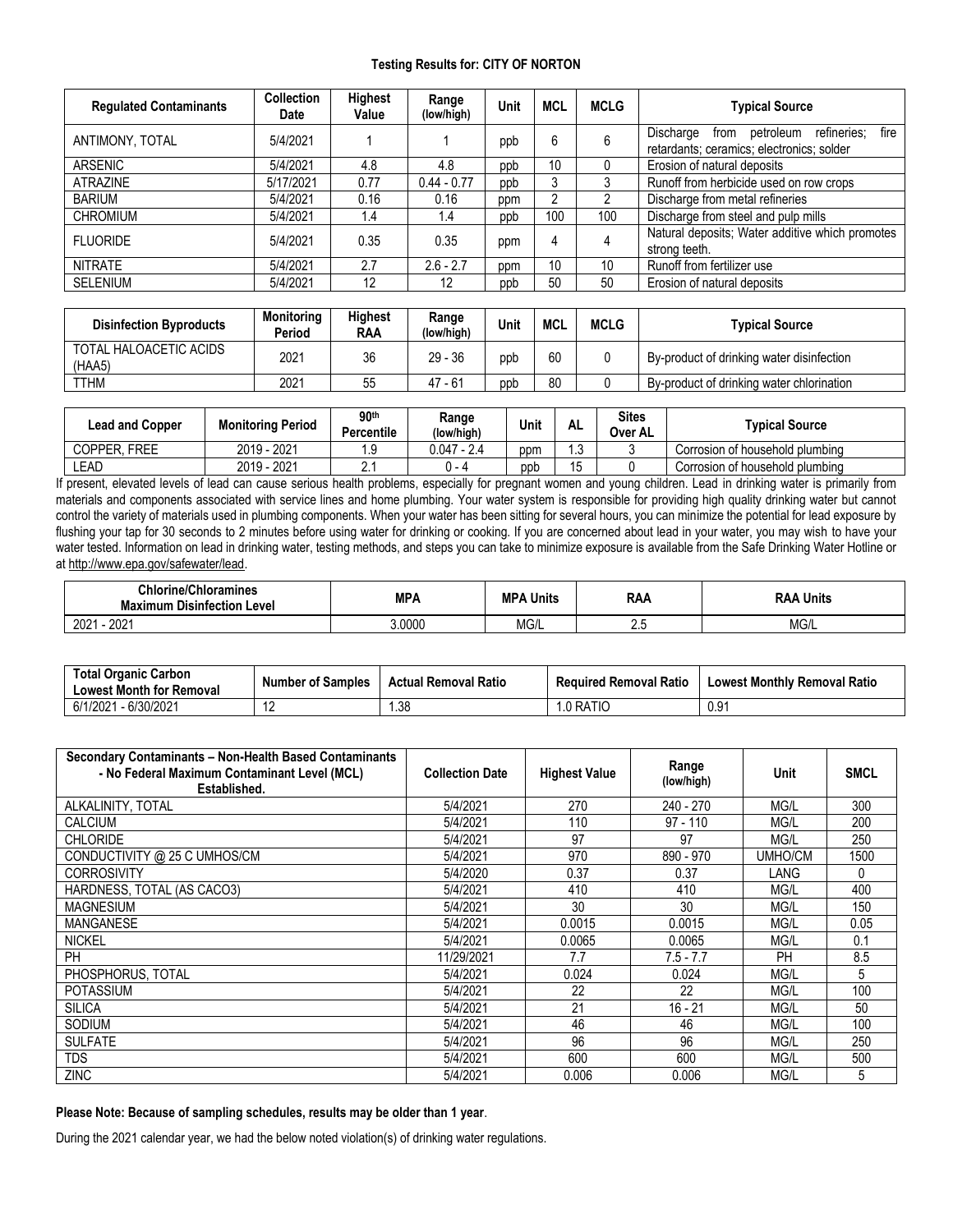**Testing Results for: CITY OF NORTON**

| Regulated Contaminants | Collection Date | Highest Value | Range (low/high) | Unit | MCL | MCLG | Typical Source |
|---|---|---|---|---|---|---|---|
| ANTIMONY, TOTAL | 5/4/2021 | 1 | 1 | ppb | 6 | 6 | Discharge from petroleum refineries; fire retardants; ceramics; electronics; solder |
| ARSENIC | 5/4/2021 | 4.8 | 4.8 | ppb | 10 | 0 | Erosion of natural deposits |
| ATRAZINE | 5/17/2021 | 0.77 | 0.44 - 0.77 | ppb | 3 | 3 | Runoff from herbicide used on row crops |
| BARIUM | 5/4/2021 | 0.16 | 0.16 | ppm | 2 | 2 | Discharge from metal refineries |
| CHROMIUM | 5/4/2021 | 1.4 | 1.4 | ppb | 100 | 100 | Discharge from steel and pulp mills |
| FLUORIDE | 5/4/2021 | 0.35 | 0.35 | ppm | 4 | 4 | Natural deposits; Water additive which promotes strong teeth. |
| NITRATE | 5/4/2021 | 2.7 | 2.6 - 2.7 | ppm | 10 | 10 | Runoff from fertilizer use |
| SELENIUM | 5/4/2021 | 12 | 12 | ppb | 50 | 50 | Erosion of natural deposits |

| Disinfection Byproducts | Monitoring Period | Highest RAA | Range (low/high) | Unit | MCL | MCLG | Typical Source |
|---|---|---|---|---|---|---|---|
| TOTAL HALOACETIC ACIDS (HAA5) | 2021 | 36 | 29 - 36 | ppb | 60 | 0 | By-product of drinking water disinfection |
| TTHM | 2021 | 55 | 47 - 61 | ppb | 80 | 0 | By-product of drinking water chlorination |

| Lead and Copper | Monitoring Period | 90th Percentile | Range (low/high) | Unit | AL | Sites Over AL | Typical Source |
|---|---|---|---|---|---|---|---|
| COPPER, FREE | 2019 - 2021 | 1.9 | 0.047 - 2.4 | ppm | 1.3 | 3 | Corrosion of household plumbing |
| LEAD | 2019 - 2021 | 2.1 | 0 - 4 | ppb | 15 | 0 | Corrosion of household plumbing |

If present, elevated levels of lead can cause serious health problems, especially for pregnant women and young children. Lead in drinking water is primarily from materials and components associated with service lines and home plumbing. Your water system is responsible for providing high quality drinking water but cannot control the variety of materials used in plumbing components. When your water has been sitting for several hours, you can minimize the potential for lead exposure by flushing your tap for 30 seconds to 2 minutes before using water for drinking or cooking. If you are concerned about lead in your water, you may wish to have your water tested. Information on lead in drinking water, testing methods, and steps you can take to minimize exposure is available from the Safe Drinking Water Hotline or at http://www.epa.gov/safewater/lead.

| Chlorine/Chloramines Maximum Disinfection Level | MPA | MPA Units | RAA | RAA Units |
|---|---|---|---|---|
| 2021 - 2021 | 3.0000 | MG/L | 2.5 | MG/L |

| Total Organic Carbon Lowest Month for Removal | Number of Samples | Actual Removal Ratio | Required Removal Ratio | Lowest Monthly Removal Ratio |
|---|---|---|---|---|
| 6/1/2021 - 6/30/2021 | 12 | 1.38 | 1.0 RATIO | 0.91 |

| Secondary Contaminants – Non-Health Based Contaminants - No Federal Maximum Contaminant Level (MCL) Established. | Collection Date | Highest Value | Range (low/high) | Unit | SMCL |
|---|---|---|---|---|---|
| ALKALINITY, TOTAL | 5/4/2021 | 270 | 240 - 270 | MG/L | 300 |
| CALCIUM | 5/4/2021 | 110 | 97 - 110 | MG/L | 200 |
| CHLORIDE | 5/4/2021 | 97 | 97 | MG/L | 250 |
| CONDUCTIVITY @ 25 C UMHOS/CM | 5/4/2021 | 970 | 890 - 970 | UMHO/CM | 1500 |
| CORROSIVITY | 5/4/2020 | 0.37 | 0.37 | LANG | 0 |
| HARDNESS, TOTAL (AS CACO3) | 5/4/2021 | 410 | 410 | MG/L | 400 |
| MAGNESIUM | 5/4/2021 | 30 | 30 | MG/L | 150 |
| MANGANESE | 5/4/2021 | 0.0015 | 0.0015 | MG/L | 0.05 |
| NICKEL | 5/4/2021 | 0.0065 | 0.0065 | MG/L | 0.1 |
| PH | 11/29/2021 | 7.7 | 7.5 - 7.7 | PH | 8.5 |
| PHOSPHORUS, TOTAL | 5/4/2021 | 0.024 | 0.024 | MG/L | 5 |
| POTASSIUM | 5/4/2021 | 22 | 22 | MG/L | 100 |
| SILICA | 5/4/2021 | 21 | 16 - 21 | MG/L | 50 |
| SODIUM | 5/4/2021 | 46 | 46 | MG/L | 100 |
| SULFATE | 5/4/2021 | 96 | 96 | MG/L | 250 |
| TDS | 5/4/2021 | 600 | 600 | MG/L | 500 |
| ZINC | 5/4/2021 | 0.006 | 0.006 | MG/L | 5 |

**Please Note: Because of sampling schedules, results may be older than 1 year**.

During the 2021 calendar year, we had the below noted violation(s) of drinking water regulations.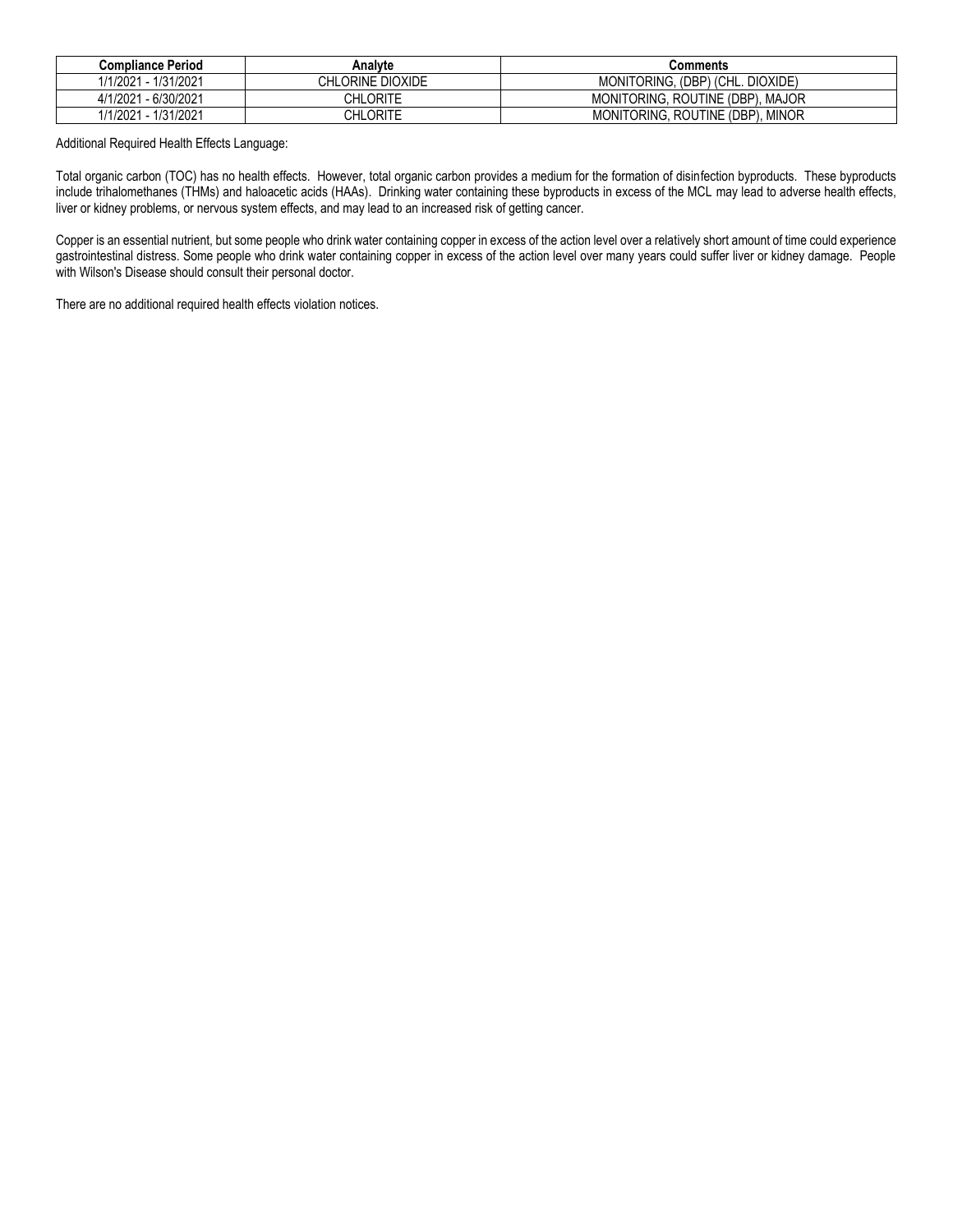| Compliance Period | Analyte | Comments |
| --- | --- | --- |
| 1/1/2021 - 1/31/2021 | CHLORINE DIOXIDE | MONITORING, (DBP) (CHL. DIOXIDE) |
| 4/1/2021 - 6/30/2021 | CHLORITE | MONITORING, ROUTINE (DBP), MAJOR |
| 1/1/2021 - 1/31/2021 | CHLORITE | MONITORING, ROUTINE (DBP), MINOR |

Additional Required Health Effects Language:

Total organic carbon (TOC) has no health effects. However, total organic carbon provides a medium for the formation of disinfection byproducts. These byproducts include trihalomethanes (THMs) and haloacetic acids (HAAs). Drinking water containing these byproducts in excess of the MCL may lead to adverse health effects, liver or kidney problems, or nervous system effects, and may lead to an increased risk of getting cancer.

Copper is an essential nutrient, but some people who drink water containing copper in excess of the action level over a relatively short amount of time could experience gastrointestinal distress. Some people who drink water containing copper in excess of the action level over many years could suffer liver or kidney damage. People with Wilson's Disease should consult their personal doctor.

There are no additional required health effects violation notices.